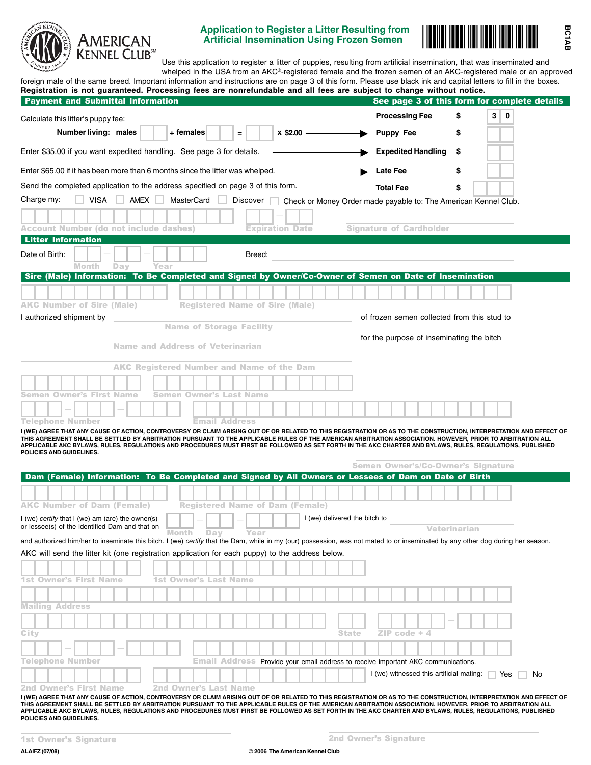AMERICAN KENNEL CLUB℠

# Application to Register a Litter Resulting from Artificial Insemination Using Frozen Semen

BC1AB

Use this application to register a litter of puppies, resulting from artificial insemination, that was inseminated and whelped in the USA from an AKC®-registered female and the frozen semen of an AKC-registered male or an approved foreign male of the same breed. Important information and instructions are on page 3 of this form. Please use black ink and capital letters to fill in the boxes. **Registration is not guaranteed. Processing fees are nonrefundable and all fees are subject to change without notice.**

## Payment and Submittal Information

**See page 3 of this form for complete details**

| | | |
|---|---|---|
| Calculate this litter's puppy fee: | **Processing Fee** | $ 30 |
| **Number living: males** ___ + **females** ___ = ___ x $2.00 → | **Puppy Fee** | $ |
| Enter $35.00 if you want expedited handling. See page 3 for details. → | **Expedited Handling** | $ |
| Enter $65.00 if it has been more than 6 months since the litter was whelped. → | **Late Fee** | $ |
| Send the completed application to the address specified on page 3 of this form. | **Total Fee** | $ |

Charge my: ☐ VISA ☐ AMEX ☐ MasterCard ☐ Discover ☐ Check or Money Order made payable to: The American Kennel Club.

Account Number (do not include dashes) ____ Expiration Date ____ Signature of Cardholder ____

## Litter Information

Date of Birth: Month ___ – Day ___ – Year ___ Breed: ____

## Sire (Male) Information: To Be Completed and Signed by Owner/Co-Owner of Semen on Date of Insemination

AKC Number of Sire (Male) ____ Registered Name of Sire (Male) ____

I authorized shipment by ____ (Name of Storage Facility) of frozen semen collected from this stud to ____ (Name and Address of Veterinarian) for the purpose of inseminating the bitch ____ (AKC Registered Number and Name of the Dam)

Semen Owner's First Name ____ Semen Owner's Last Name ____

Telephone Number ____ Email Address ____

**I (WE) AGREE THAT ANY CAUSE OF ACTION, CONTROVERSY OR CLAIM ARISING OUT OF OR RELATED TO THIS REGISTRATION OR AS TO THE CONSTRUCTION, INTERPRETATION AND EFFECT OF THIS AGREEMENT SHALL BE SETTLED BY ARBITRATION PURSUANT TO THE APPLICABLE RULES OF THE AMERICAN ARBITRATION ASSOCIATION. HOWEVER, PRIOR TO ARBITRATION ALL APPLICABLE AKC BYLAWS, RULES, REGULATIONS AND PROCEDURES MUST FIRST BE FOLLOWED AS SET FORTH IN THE AKC CHARTER AND BYLAWS, RULES, REGULATIONS, PUBLISHED POLICIES AND GUIDELINES.**

Semen Owner's/Co-Owner's Signature ____

## Dam (Female) Information: To Be Completed and Signed by All Owners or Lessees of Dam on Date of Birth

AKC Number of Dam (Female) ____ Registered Name of Dam (Female) ____

I (we) *certify* that I (we) am (are) the owner(s) or lessee(s) of the identified Dam and that on Month ___ – Day ___ – Year ___ I (we) delivered the bitch to ____ (Veterinarian) and authorized him/her to inseminate this bitch. I (we) *certify* that the Dam, while in my (our) possession, was not mated to or inseminated by any other dog during her season.

AKC will send the litter kit (one registration application for each puppy) to the address below.

1st Owner's First Name ____ 1st Owner's Last Name ____

Mailing Address ____

City ____ State ____ ZIP code + 4 ____

Telephone Number ____ Email Address ____ Provide your email address to receive important AKC communications.

I (we) witnessed this artificial mating: ☐ Yes ☐ No

2nd Owner's First Name ____ 2nd Owner's Last Name ____

**I (WE) AGREE THAT ANY CAUSE OF ACTION, CONTROVERSY OR CLAIM ARISING OUT OF OR RELATED TO THIS REGISTRATION OR AS TO THE CONSTRUCTION, INTERPRETATION AND EFFECT OF THIS AGREEMENT SHALL BE SETTLED BY ARBITRATION PURSUANT TO THE APPLICABLE RULES OF THE AMERICAN ARBITRATION ASSOCIATION. HOWEVER, PRIOR TO ARBITRATION ALL APPLICABLE AKC BYLAWS, RULES, REGULATIONS AND PROCEDURES MUST FIRST BE FOLLOWED AS SET FORTH IN THE AKC CHARTER AND BYLAWS, RULES, REGULATIONS, PUBLISHED POLICIES AND GUIDELINES.**

1st Owner's Signature ____ 2nd Owner's Signature ____

ALAIFZ (07/08) © 2006 The American Kennel Club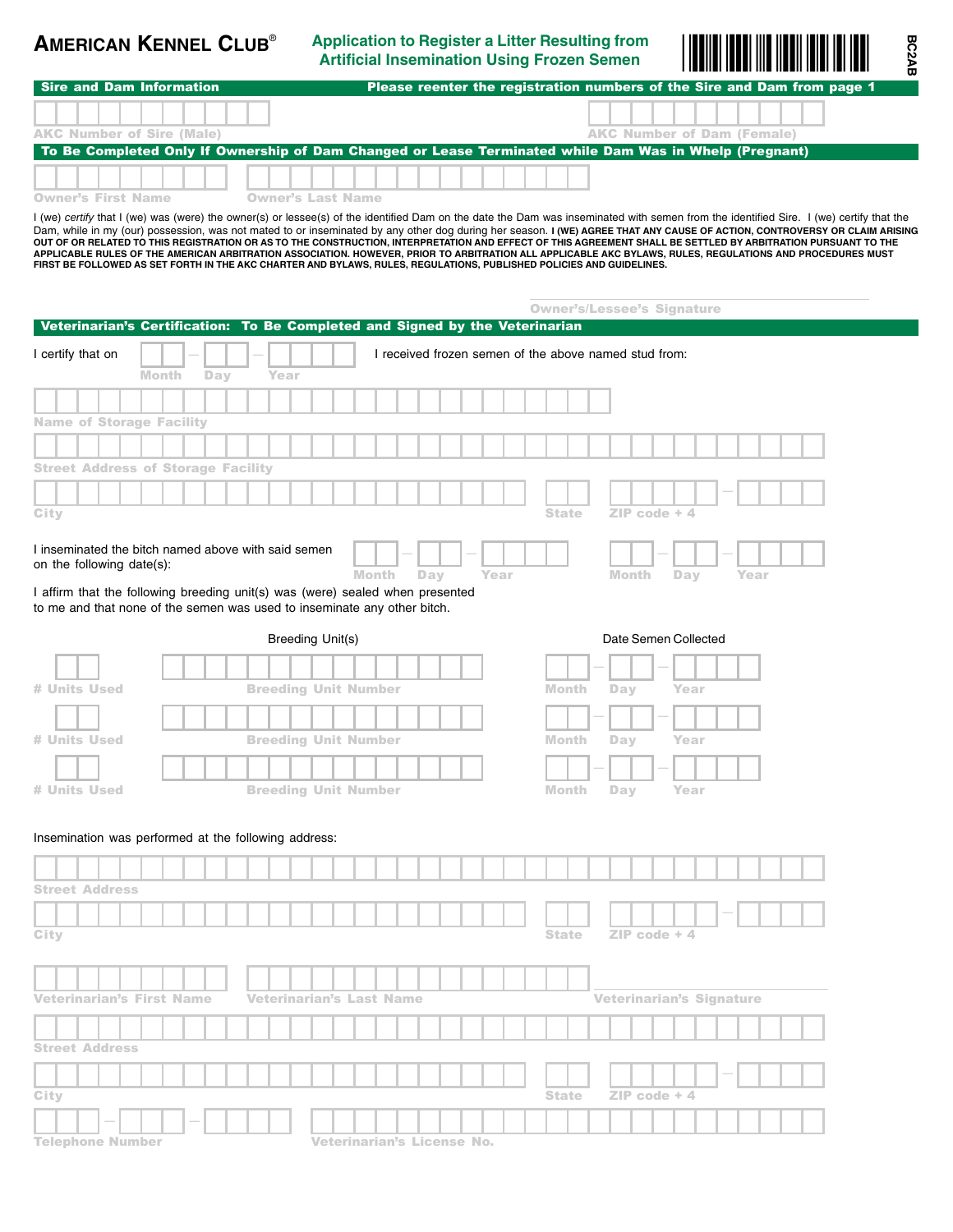**AMERICAN KENNEL CLUB®**

## Application to Register a Litter Resulting from Artificial Insemination Using Frozen Semen

BC2AB

### Sire and Dam Information

Please reenter the registration numbers of the Sire and Dam from page 1

AKC Number of Sire (Male)

AKC Number of Dam (Female)

### To Be Completed Only If Ownership of Dam Changed or Lease Terminated while Dam Was in Whelp (Pregnant)

Owner's First Name

Owner's Last Name

I (we) *certify* that I (we) was (were) the owner(s) or lessee(s) of the identified Dam on the date the Dam was inseminated with semen from the identified Sire. I (we) certify that the Dam, while in my (our) possession, was not mated to or inseminated by any other dog during her season. **I (WE) AGREE THAT ANY CAUSE OF ACTION, CONTROVERSY OR CLAIM ARISING OUT OF OR RELATED TO THIS REGISTRATION OR AS TO THE CONSTRUCTION, INTERPRETATION AND EFFECT OF THIS AGREEMENT SHALL BE SETTLED BY ARBITRATION PURSUANT TO THE APPLICABLE RULES OF THE AMERICAN ARBITRATION ASSOCIATION. HOWEVER, PRIOR TO ARBITRATION ALL APPLICABLE AKC BYLAWS, RULES, REGULATIONS AND PROCEDURES MUST FIRST BE FOLLOWED AS SET FORTH IN THE AKC CHARTER AND BYLAWS, RULES, REGULATIONS, PUBLISHED POLICIES AND GUIDELINES.**

Owner's/Lessee's Signature

### Veterinarian's Certification: To Be Completed and Signed by the Veterinarian

I certify that on Month – Day – Year I received frozen semen of the above named stud from:

Name of Storage Facility

Street Address of Storage Facility

City | State | ZIP code + 4

I inseminated the bitch named above with said semen on the following date(s): Month – Day – Year | Month – Day – Year

I affirm that the following breeding unit(s) was (were) sealed when presented to me and that none of the semen was used to inseminate any other bitch.

| # Units Used | Breeding Unit(s) | Date Semen Collected |
|---|---|---|
| # Units Used | Breeding Unit Number | Month – Day – Year |
| # Units Used | Breeding Unit Number | Month – Day – Year |
| # Units Used | Breeding Unit Number | Month – Day – Year |

Insemination was performed at the following address:

Street Address

City | State | ZIP code + 4

Veterinarian's First Name | Veterinarian's Last Name | Veterinarian's Signature

Street Address

City | State | ZIP code + 4

Telephone Number | Veterinarian's License No.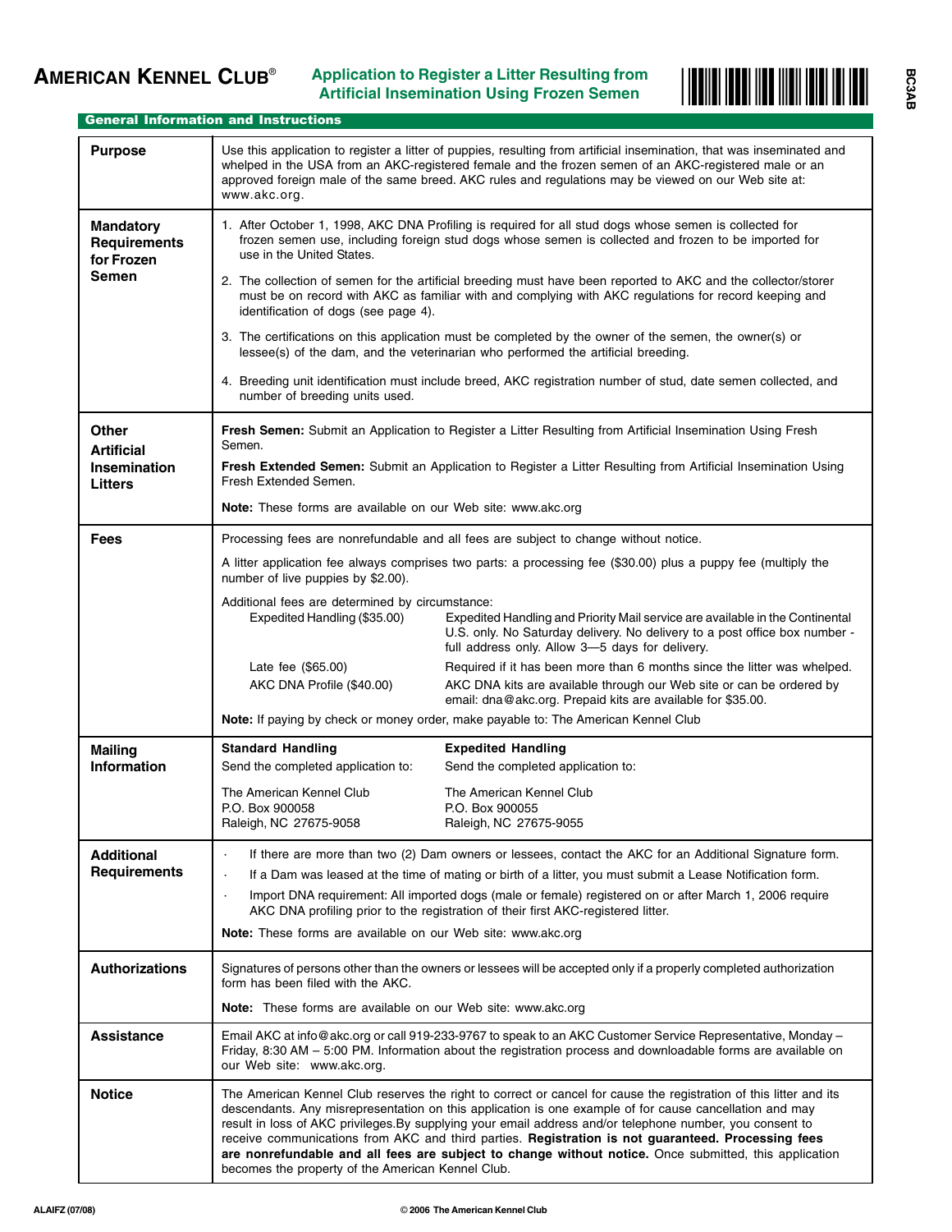# AMERICAN KENNEL CLUB®

## Application to Register a Litter Resulting from Artificial Insemination Using Frozen Semen

BC3AB

### General Information and Instructions

**Purpose**

Use this application to register a litter of puppies, resulting from artificial insemination, that was inseminated and whelped in the USA from an AKC-registered female and the frozen semen of an AKC-registered male or an approved foreign male of the same breed. AKC rules and regulations may be viewed on our Web site at: www.akc.org.

**Mandatory Requirements for Frozen Semen**

1. After October 1, 1998, AKC DNA Profiling is required for all stud dogs whose semen is collected for frozen semen use, including foreign stud dogs whose semen is collected and frozen to be imported for use in the United States.
2. The collection of semen for the artificial breeding must have been reported to AKC and the collector/storer must be on record with AKC as familiar with and complying with AKC regulations for record keeping and identification of dogs (see page 4).
3. The certifications on this application must be completed by the owner of the semen, the owner(s) or lessee(s) of the dam, and the veterinarian who performed the artificial breeding.
4. Breeding unit identification must include breed, AKC registration number of stud, date semen collected, and number of breeding units used.

**Other Artificial Insemination Litters**

**Fresh Semen:** Submit an Application to Register a Litter Resulting from Artificial Insemination Using Fresh Semen.

**Fresh Extended Semen:** Submit an Application to Register a Litter Resulting from Artificial Insemination Using Fresh Extended Semen.

**Note:** These forms are available on our Web site: www.akc.org

**Fees**

Processing fees are nonrefundable and all fees are subject to change without notice.

A litter application fee always comprises two parts: a processing fee ($30.00) plus a puppy fee (multiply the number of live puppies by $2.00).

Additional fees are determined by circumstance:

| | |
|---|---|
| Expedited Handling ($35.00) | Expedited Handling and Priority Mail service are available in the Continental U.S. only. No Saturday delivery. No delivery to a post office box number - full address only. Allow 3—5 days for delivery. |
| Late fee ($65.00) | Required if it has been more than 6 months since the litter was whelped. |
| AKC DNA Profile ($40.00) | AKC DNA kits are available through our Web site or can be ordered by email: dna@akc.org. Prepaid kits are available for $35.00. |

**Note:** If paying by check or money order, make payable to: The American Kennel Club

**Mailing Information**

| Standard Handling | Expedited Handling |
|---|---|
| Send the completed application to: | Send the completed application to: |
| The American Kennel Club<br>P.O. Box 900058<br>Raleigh, NC 27675-9058 | The American Kennel Club<br>P.O. Box 900055<br>Raleigh, NC 27675-9055 |

**Additional Requirements**

- If there are more than two (2) Dam owners or lessees, contact the AKC for an Additional Signature form.
- If a Dam was leased at the time of mating or birth of a litter, you must submit a Lease Notification form.
- Import DNA requirement: All imported dogs (male or female) registered on or after March 1, 2006 require AKC DNA profiling prior to the registration of their first AKC-registered litter.

**Note:** These forms are available on our Web site: www.akc.org

**Authorizations**

Signatures of persons other than the owners or lessees will be accepted only if a properly completed authorization form has been filed with the AKC.

**Note:** These forms are available on our Web site: www.akc.org

**Assistance**

Email AKC at info@akc.org or call 919-233-9767 to speak to an AKC Customer Service Representative, Monday – Friday, 8:30 AM – 5:00 PM. Information about the registration process and downloadable forms are available on our Web site: www.akc.org.

**Notice**

The American Kennel Club reserves the right to correct or cancel for cause the registration of this litter and its descendants. Any misrepresentation on this application is one example of for cause cancellation and may result in loss of AKC privileges.By supplying your email address and/or telephone number, you consent to receive communications from AKC and third parties. **Registration is not guaranteed. Processing fees are nonrefundable and all fees are subject to change without notice.** Once submitted, this application becomes the property of the American Kennel Club.

ALAIFZ (07/08) © 2006 The American Kennel Club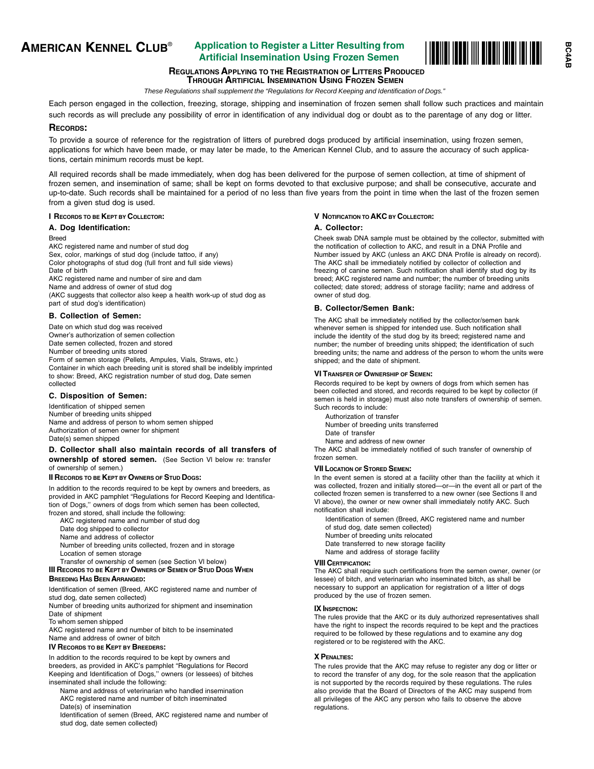# AMERICAN KENNEL CLUB®

## Application to Register a Litter Resulting from Artificial Insemination Using Frozen Semen

BC4AB

## REGULATIONS APPLYING TO THE REGISTRATION OF LITTERS PRODUCED THROUGH ARTIFICIAL INSEMINATION USING FROZEN SEMEN

*These Regulations shall supplement the "Regulations for Record Keeping and Identification of Dogs."*

Each person engaged in the collection, freezing, storage, shipping and insemination of frozen semen shall follow such practices and maintain such records as will preclude any possibility of error in identification of any individual dog or doubt as to the parentage of any dog or litter.

### RECORDS:

To provide a source of reference for the registration of litters of purebred dogs produced by artificial insemination, using frozen semen, applications for which have been made, or may later be made, to the American Kennel Club, and to assure the accuracy of such applications, certain minimum records must be kept.

All required records shall be made immediately, when dog has been delivered for the purpose of semen collection, at time of shipment of frozen semen, and insemination of same; shall be kept on forms devoted to that exclusive purpose; and shall be consecutive, accurate and up-to-date. Such records shall be maintained for a period of no less than five years from the point in time when the last of the frozen semen from a given stud dog is used.

### I RECORDS TO BE KEPT BY COLLECTOR:

**A. Dog Identification:**

Breed
AKC registered name and number of stud dog
Sex, color, markings of stud dog (include tattoo, if any)
Color photographs of stud dog (full front and full side views)
Date of birth
AKC registered name and number of sire and dam
Name and address of owner of stud dog
(AKC suggests that collector also keep a health work-up of stud dog as part of stud dog's identification)

**B. Collection of Semen:**

Date on which stud dog was received
Owner's authorization of semen collection
Date semen collected, frozen and stored
Number of breeding units stored
Form of semen storage (Pellets, Ampules, Vials, Straws, etc.)
Container in which each breeding unit is stored shall be indelibly imprinted to show: Breed, AKC registration number of stud dog, Date semen collected

**C. Disposition of Semen:**

Identification of shipped semen
Number of breeding units shipped
Name and address of person to whom semen shipped
Authorization of semen owner for shipment
Date(s) semen shipped

**D. Collector shall also maintain records of all transfers of ownership of stored semen.** (See Section VI below re: transfer of ownership of semen.)

### II RECORDS TO BE KEPT BY OWNERS OF STUD DOGS:

In addition to the records required to be kept by owners and breeders, as provided in AKC pamphlet "Regulations for Record Keeping and Identification of Dogs,'' owners of dogs from which semen has been collected, frozen and stored, shall include the following:

AKC registered name and number of stud dog
Date dog shipped to collector
Name and address of collector
Number of breeding units collected, frozen and in storage
Location of semen storage
Transfer of ownership of semen (see Section VI below)

### III RECORDS TO BE KEPT BY OWNERS OF SEMEN OF STUD DOGS WHEN BREEDING HAS BEEN ARRANGED:

Identification of semen (Breed, AKC registered name and number of stud dog, date semen collected)
Number of breeding units authorized for shipment and insemination
Date of shipment
To whom semen shipped
AKC registered name and number of bitch to be inseminated
Name and address of owner of bitch

### IV RECORDS TO BE KEPT BY BREEDERS:

In addition to the records required to be kept by owners and breeders, as provided in AKC's pamphlet "Regulations for Record Keeping and Identification of Dogs,'' owners (or lessees) of bitches inseminated shall include the following:

Name and address of veterinarian who handled insemination
AKC registered name and number of bitch inseminated
Date(s) of insemination
Identification of semen (Breed, AKC registered name and number of stud dog, date semen collected)

### V NOTIFICATION TO AKC BY COLLECTOR:

**A. Collector:**

Cheek swab DNA sample must be obtained by the collector, submitted with the notification of collection to AKC, and result in a DNA Profile and Number issued by AKC (unless an AKC DNA Profile is already on record). The AKC shall be immediately notified by collector of collection and freezing of canine semen. Such notification shall identify stud dog by its breed; AKC registered name and number; the number of breeding units collected; date stored; address of storage facility; name and address of owner of stud dog.

**B. Collector/Semen Bank:**

The AKC shall be immediately notified by the collector/semen bank whenever semen is shipped for intended use. Such notification shall include the identity of the stud dog by its breed; registered name and number; the number of breeding units shipped; the identification of such breeding units; the name and address of the person to whom the units were shipped; and the date of shipment.

### VI TRANSFER OF OWNERSHIP OF SEMEN:

Records required to be kept by owners of dogs from which semen has been collected and stored, and records required to be kept by collector (if semen is held in storage) must also note transfers of ownership of semen. Such records to include:

Authorization of transfer
Number of breeding units transferred
Date of transfer
Name and address of new owner

The AKC shall be immediately notified of such transfer of ownership of frozen semen.

### VII LOCATION OF STORED SEMEN:

In the event semen is stored at a facility other than the facility at which it was collected, frozen and initially stored—or—in the event all or part of the collected frozen semen is transferred to a new owner (see Sections II and VI above), the owner or new owner shall immediately notify AKC. Such notification shall include:

Identification of semen (Breed, AKC registered name and number of stud dog, date semen collected)
Number of breeding units relocated
Date transferred to new storage facility
Name and address of storage facility

### VIII CERTIFICATION:

The AKC shall require such certifications from the semen owner, owner (or lessee) of bitch, and veterinarian who inseminated bitch, as shall be necessary to support an application for registration of a litter of dogs produced by the use of frozen semen.

### IX INSPECTION:

The rules provide that the AKC or its duly authorized representatives shall have the right to inspect the records required to be kept and the practices required to be followed by these regulations and to examine any dog registered or to be registered with the AKC.

### X PENALTIES:

The rules provide that the AKC may refuse to register any dog or litter or to record the transfer of any dog, for the sole reason that the application is not supported by the records required by these regulations. The rules also provide that the Board of Directors of the AKC may suspend from all privileges of the AKC any person who fails to observe the above regulations.